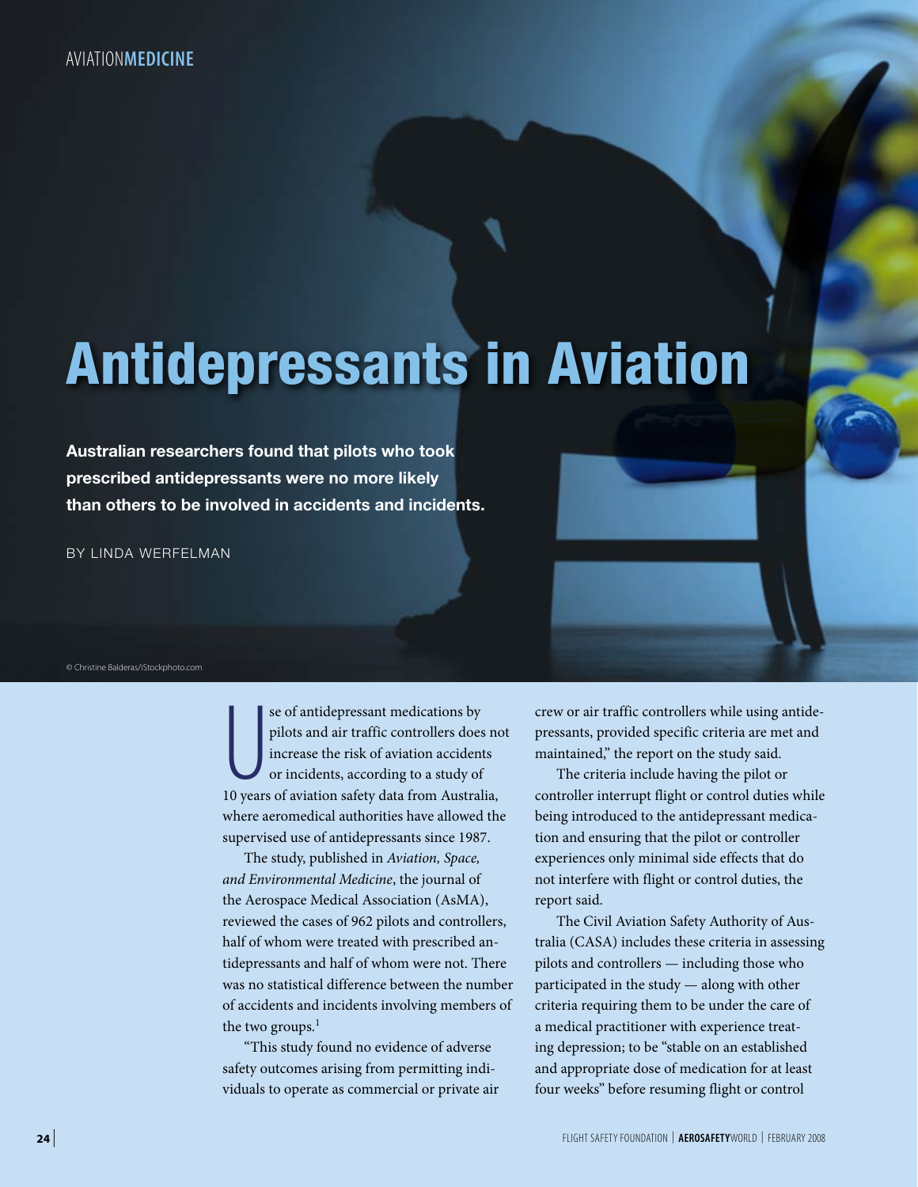AVIATION**MEDICINE**

# Antidepressants in Aviation

**Australian researchers found that pilots who took prescribed antidepressants were no more likely than others to be involved in accidents and incidents.**

BY LINDA WERFELMAN

© Christine Balderas/iStockphoto.com

Use of antidepressant medications by pilots and air traffic controllers does not increase the risk of aviation accidents or incidents, according to a study of 10 years of aviation safety data from Australia, where aeromedical authorities have allowed the supervised use of antidepressants since 1987.

The study, published in *Aviation, Space, and Environmental Medicine*, the journal of the Aerospace Medical Association (AsMA), reviewed the cases of 962 pilots and controllers, half of whom were treated with prescribed antidepressants and half of whom were not. There was no statistical difference between the number of accidents and incidents involving members of the two groups.[1]

"This study found no evidence of adverse safety outcomes arising from permitting individuals to operate as commercial or private air crew or air traffic controllers while using antidepressants, provided specific criteria are met and maintained," the report on the study said.

The criteria include having the pilot or controller interrupt flight or control duties while being introduced to the antidepressant medication and ensuring that the pilot or controller experiences only minimal side effects that do not interfere with flight or control duties, the report said.

The Civil Aviation Safety Authority of Australia (CASA) includes these criteria in assessing pilots and controllers — including those who participated in the study — along with other criteria requiring them to be under the care of a medical practitioner with experience treating depression; to be "stable on an established and appropriate dose of medication for at least four weeks" before resuming flight or control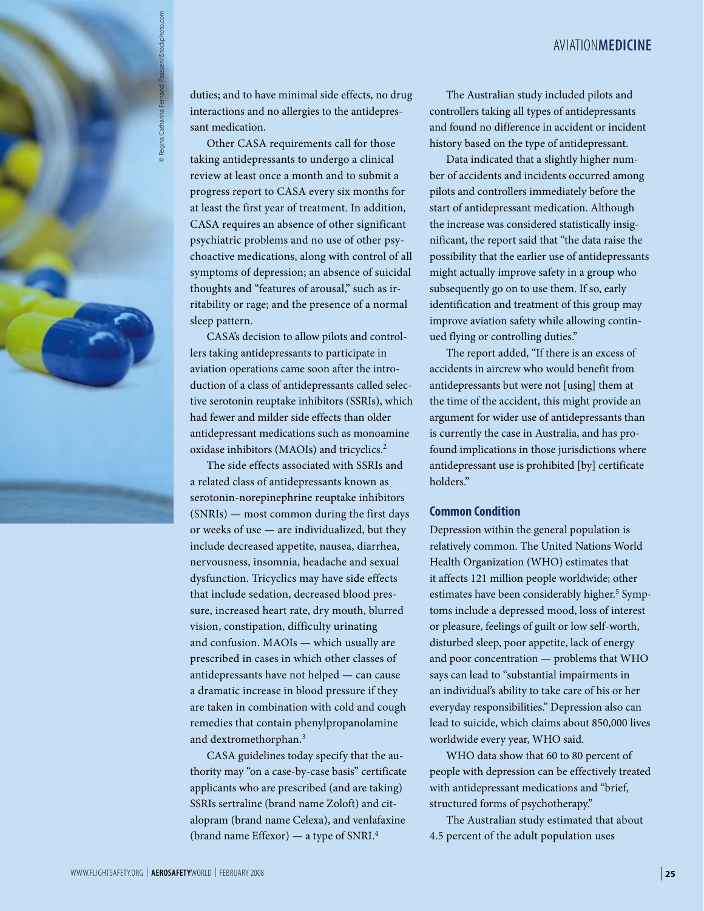duties; and to have minimal side effects, no drug interactions and no allergies to the antidepressant medication.

Other CASA requirements call for those taking antidepressants to undergo a clinical review at least once a month and to submit a progress report to CASA every six months for at least the first year of treatment. In addition, CASA requires an absence of other significant psychiatric problems and no use of other psychoactive medications, along with control of all symptoms of depression; an absence of suicidal thoughts and "features of arousal," such as irritability or rage; and the presence of a normal sleep pattern.

CASA's decision to allow pilots and controllers taking antidepressants to participate in aviation operations came soon after the introduction of a class of antidepressants called selective serotonin reuptake inhibitors (SSRIs), which had fewer and milder side effects than older antidepressant medications such as monoamine oxidase inhibitors (MAOIs) and tricyclics.[2]

The side effects associated with SSRIs and a related class of antidepressants known as serotonin-norepinephrine reuptake inhibitors (SNRIs) — most common during the first days or weeks of use — are individualized, but they include decreased appetite, nausea, diarrhea, nervousness, insomnia, headache and sexual dysfunction. Tricyclics may have side effects that include sedation, decreased blood pressure, increased heart rate, dry mouth, blurred vision, constipation, difficulty urinating and confusion. MAOIs — which usually are prescribed in cases in which other classes of antidepressants have not helped — can cause a dramatic increase in blood pressure if they are taken in combination with cold and cough remedies that contain phenylpropanolamine and dextromethorphan.[3]

CASA guidelines today specify that the authority may "on a case-by-case basis" certificate applicants who are prescribed (and are taking) SSRIs sertraline (brand name Zoloft) and citalopram (brand name Celexa), and venlafaxine (brand name Effexor) — a type of SNRI.[4]

The Australian study included pilots and controllers taking all types of antidepressants and found no difference in accident or incident history based on the type of antidepressant.

Data indicated that a slightly higher number of accidents and incidents occurred among pilots and controllers immediately before the start of antidepressant medication. Although the increase was considered statistically insignificant, the report said that "the data raise the possibility that the earlier use of antidepressants might actually improve safety in a group who subsequently go on to use them. If so, early identification and treatment of this group may improve aviation safety while allowing continued flying or controlling duties."

The report added, "If there is an excess of accidents in aircrew who would benefit from antidepressants but were not [using] them at the time of the accident, this might provide an argument for wider use of antidepressants than is currently the case in Australia, and has profound implications in those jurisdictions where antidepressant use is prohibited [by] certificate holders."

### Common Condition

Depression within the general population is relatively common. The United Nations World Health Organization (WHO) estimates that it affects 121 million people worldwide; other estimates have been considerably higher.[5] Symptoms include a depressed mood, loss of interest or pleasure, feelings of guilt or low self-worth, disturbed sleep, poor appetite, lack of energy and poor concentration — problems that WHO says can lead to "substantial impairments in an individual's ability to take care of his or her everyday responsibilities." Depression also can lead to suicide, which claims about 850,000 lives worldwide every year, WHO said.

WHO data show that 60 to 80 percent of people with depression can be effectively treated with antidepressant medications and "brief, structured forms of psychotherapy."

The Australian study estimated that about 4.5 percent of the adult population uses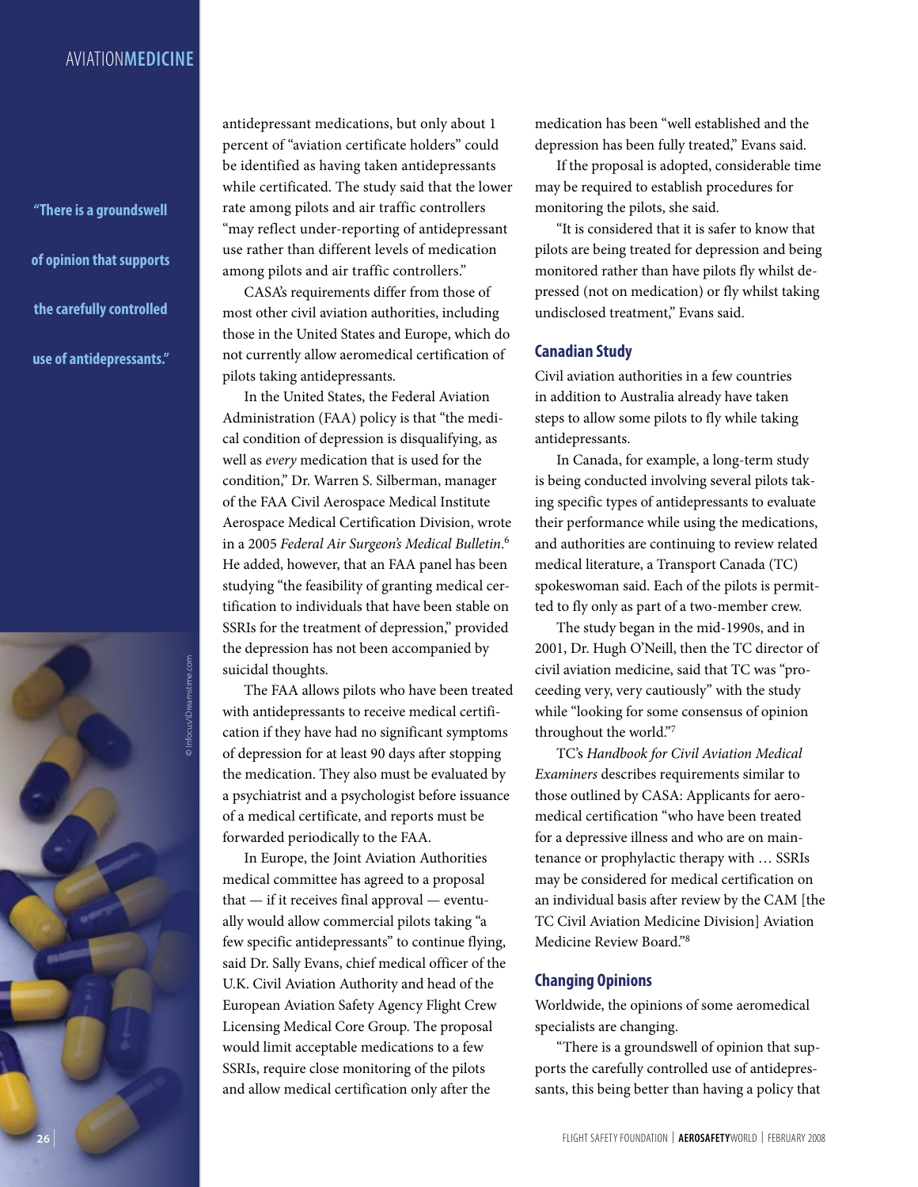antidepressant medications, but only about 1 percent of "aviation certificate holders" could be identified as having taken antidepressants while certificated. The study said that the lower rate among pilots and air traffic controllers "may reflect under-reporting of antidepressant use rather than different levels of medication among pilots and air traffic controllers."

CASA's requirements differ from those of most other civil aviation authorities, including those in the United States and Europe, which do not currently allow aeromedical certification of pilots taking antidepressants.

In the United States, the Federal Aviation Administration (FAA) policy is that "the medical condition of depression is disqualifying, as well as *every* medication that is used for the condition," Dr. Warren S. Silberman, manager of the FAA Civil Aerospace Medical Institute Aerospace Medical Certification Division, wrote in a 2005 *Federal Air Surgeon's Medical Bulletin*.[6] He added, however, that an FAA panel has been studying "the feasibility of granting medical certification to individuals that have been stable on SSRIs for the treatment of depression," provided the depression has not been accompanied by suicidal thoughts.

The FAA allows pilots who have been treated with antidepressants to receive medical certification if they have had no significant symptoms of depression for at least 90 days after stopping the medication. They also must be evaluated by a psychiatrist and a psychologist before issuance of a medical certificate, and reports must be forwarded periodically to the FAA.

In Europe, the Joint Aviation Authorities medical committee has agreed to a proposal that — if it receives final approval — eventually would allow commercial pilots taking "a few specific antidepressants" to continue flying, said Dr. Sally Evans, chief medical officer of the U.K. Civil Aviation Authority and head of the European Aviation Safety Agency Flight Crew Licensing Medical Core Group. The proposal would limit acceptable medications to a few SSRIs, require close monitoring of the pilots and allow medical certification only after the medication has been "well established and the depression has been fully treated," Evans said.

If the proposal is adopted, considerable time may be required to establish procedures for monitoring the pilots, she said.

"It is considered that it is safer to know that pilots are being treated for depression and being monitored rather than have pilots fly whilst depressed (not on medication) or fly whilst taking undisclosed treatment," Evans said.

## Canadian Study

Civil aviation authorities in a few countries in addition to Australia already have taken steps to allow some pilots to fly while taking antidepressants.

In Canada, for example, a long-term study is being conducted involving several pilots taking specific types of antidepressants to evaluate their performance while using the medications, and authorities are continuing to review related medical literature, a Transport Canada (TC) spokeswoman said. Each of the pilots is permitted to fly only as part of a two-member crew.

The study began in the mid-1990s, and in 2001, Dr. Hugh O'Neill, then the TC director of civil aviation medicine, said that TC was "proceeding very, very cautiously" with the study while "looking for some consensus of opinion throughout the world."[7]

TC's *Handbook for Civil Aviation Medical Examiners* describes requirements similar to those outlined by CASA: Applicants for aeromedical certification "who have been treated for a depressive illness and who are on maintenance or prophylactic therapy with … SSRIs may be considered for medical certification on an individual basis after review by the CAM [the TC Civil Aviation Medicine Division] Aviation Medicine Review Board."[8]

## Changing Opinions

Worldwide, the opinions of some aeromedical specialists are changing.

"There is a groundswell of opinion that supports the carefully controlled use of antidepressants, this being better than having a policy that

**"There is a groundswell of opinion that supports the carefully controlled use of antidepressants."**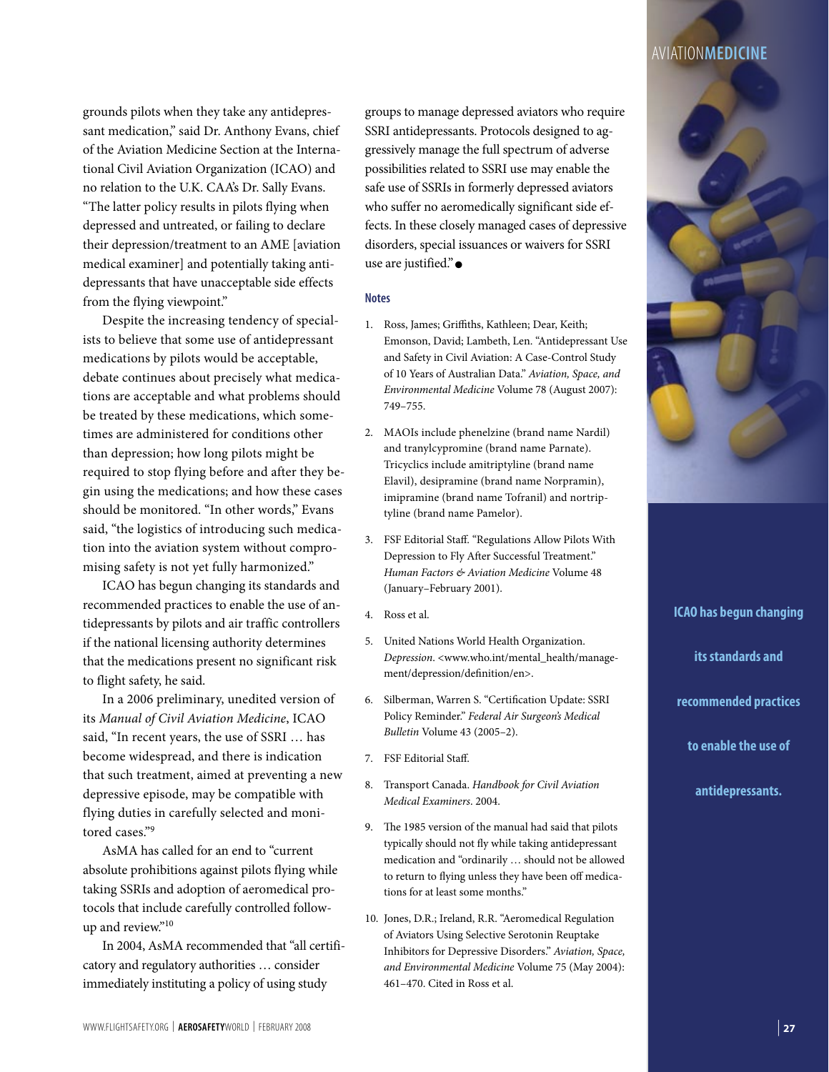grounds pilots when they take any antidepressant medication," said Dr. Anthony Evans, chief of the Aviation Medicine Section at the International Civil Aviation Organization (ICAO) and no relation to the U.K. CAA's Dr. Sally Evans. "The latter policy results in pilots flying when depressed and untreated, or failing to declare their depression/treatment to an AME [aviation medical examiner] and potentially taking antidepressants that have unacceptable side effects from the flying viewpoint."

Despite the increasing tendency of specialists to believe that some use of antidepressant medications by pilots would be acceptable, debate continues about precisely what medications are acceptable and what problems should be treated by these medications, which sometimes are administered for conditions other than depression; how long pilots might be required to stop flying before and after they begin using the medications; and how these cases should be monitored. "In other words," Evans said, "the logistics of introducing such medication into the aviation system without compromising safety is not yet fully harmonized."

ICAO has begun changing its standards and recommended practices to enable the use of antidepressants by pilots and air traffic controllers if the national licensing authority determines that the medications present no significant risk to flight safety, he said.

In a 2006 preliminary, unedited version of its *Manual of Civil Aviation Medicine*, ICAO said, "In recent years, the use of SSRI … has become widespread, and there is indication that such treatment, aimed at preventing a new depressive episode, may be compatible with flying duties in carefully selected and monitored cases."[9]

AsMA has called for an end to "current absolute prohibitions against pilots flying while taking SSRIs and adoption of aeromedical protocols that include carefully controlled follow-up and review."[10]

In 2004, AsMA recommended that "all certificatory and regulatory authorities … consider immediately instituting a policy of using study groups to manage depressed aviators who require SSRI antidepressants. Protocols designed to aggressively manage the full spectrum of adverse possibilities related to SSRI use may enable the safe use of SSRIs in formerly depressed aviators who suffer no aeromedically significant side effects. In these closely managed cases of depressive disorders, special issuances or waivers for SSRI use are justified." ●

**ICAO has begun changing its standards and recommended practices to enable the use of antidepressants.**

### Notes

1. Ross, James; Griffiths, Kathleen; Dear, Keith; Emonson, David; Lambeth, Len. "Antidepressant Use and Safety in Civil Aviation: A Case-Control Study of 10 Years of Australian Data." *Aviation, Space, and Environmental Medicine* Volume 78 (August 2007): 749–755.
2. MAOIs include phenelzine (brand name Nardil) and tranylcypromine (brand name Parnate). Tricyclics include amitriptyline (brand name Elavil), desipramine (brand name Norpramin), imipramine (brand name Tofranil) and nortriptyline (brand name Pamelor).
3. FSF Editorial Staff. "Regulations Allow Pilots With Depression to Fly After Successful Treatment." *Human Factors & Aviation Medicine* Volume 48 (January–February 2001).
4. Ross et al.
5. United Nations World Health Organization. *Depression*. <www.who.int/mental_health/management/depression/definition/en>.
6. Silberman, Warren S. "Certification Update: SSRI Policy Reminder." *Federal Air Surgeon's Medical Bulletin* Volume 43 (2005–2).
7. FSF Editorial Staff.
8. Transport Canada. *Handbook for Civil Aviation Medical Examiners*. 2004.
9. The 1985 version of the manual had said that pilots typically should not fly while taking antidepressant medication and "ordinarily … should not be allowed to return to flying unless they have been off medications for at least some months."
10. Jones, D.R.; Ireland, R.R. "Aeromedical Regulation of Aviators Using Selective Serotonin Reuptake Inhibitors for Depressive Disorders." *Aviation, Space, and Environmental Medicine* Volume 75 (May 2004): 461–470. Cited in Ross et al.